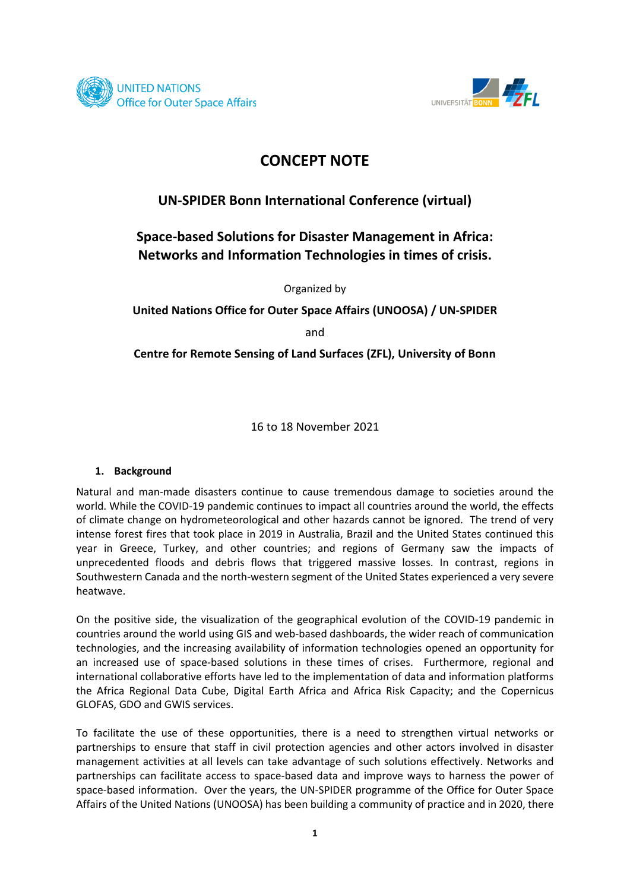# CONCEPT NOTE

## UN-SPIDER Bonn International Conference (virtual)

## Space-based Solutions for Disaster Management in Africa: Networks and Information Technologies in times of crisis.

Organized by

**United Nations Office for Outer Space Affairs (UNOOSA) / UN-SPIDER**

and

**Centre for Remote Sensing of Land Surfaces (ZFL), University of Bonn**

16 to 18 November 2021

### 1. Background

Natural and man-made disasters continue to cause tremendous damage to societies around the world. While the COVID-19 pandemic continues to impact all countries around the world, the effects of climate change on hydrometeorological and other hazards cannot be ignored. The trend of very intense forest fires that took place in 2019 in Australia, Brazil and the United States continued this year in Greece, Turkey, and other countries; and regions of Germany saw the impacts of unprecedented floods and debris flows that triggered massive losses. In contrast, regions in Southwestern Canada and the north-western segment of the United States experienced a very severe heatwave.

On the positive side, the visualization of the geographical evolution of the COVID-19 pandemic in countries around the world using GIS and web-based dashboards, the wider reach of communication technologies, and the increasing availability of information technologies opened an opportunity for an increased use of space-based solutions in these times of crises. Furthermore, regional and international collaborative efforts have led to the implementation of data and information platforms the Africa Regional Data Cube, Digital Earth Africa and Africa Risk Capacity; and the Copernicus GLOFAS, GDO and GWIS services.

To facilitate the use of these opportunities, there is a need to strengthen virtual networks or partnerships to ensure that staff in civil protection agencies and other actors involved in disaster management activities at all levels can take advantage of such solutions effectively. Networks and partnerships can facilitate access to space-based data and improve ways to harness the power of space-based information. Over the years, the UN-SPIDER programme of the Office for Outer Space Affairs of the United Nations (UNOOSA) has been building a community of practice and in 2020, there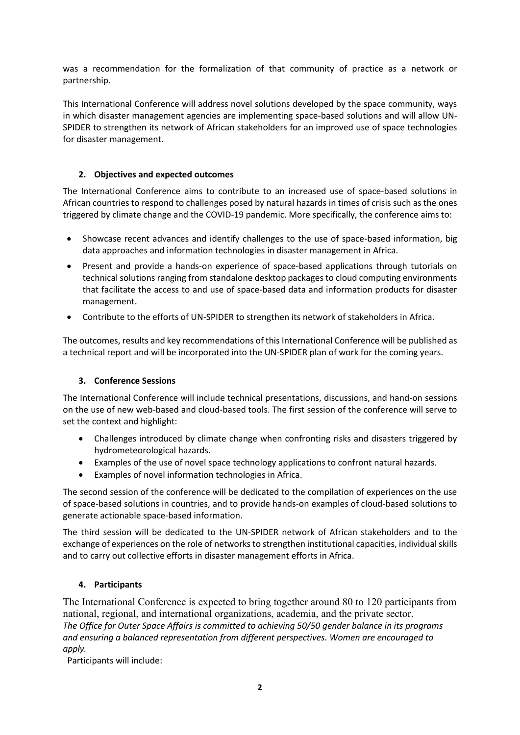was a recommendation for the formalization of that community of practice as a network or partnership.

This International Conference will address novel solutions developed by the space community, ways in which disaster management agencies are implementing space-based solutions and will allow UN-SPIDER to strengthen its network of African stakeholders for an improved use of space technologies for disaster management.

## 2. Objectives and expected outcomes

The International Conference aims to contribute to an increased use of space-based solutions in African countries to respond to challenges posed by natural hazards in times of crisis such as the ones triggered by climate change and the COVID-19 pandemic. More specifically, the conference aims to:

- Showcase recent advances and identify challenges to the use of space-based information, big data approaches and information technologies in disaster management in Africa.
- Present and provide a hands-on experience of space-based applications through tutorials on technical solutions ranging from standalone desktop packages to cloud computing environments that facilitate the access to and use of space-based data and information products for disaster management.
- Contribute to the efforts of UN-SPIDER to strengthen its network of stakeholders in Africa.

The outcomes, results and key recommendations of this International Conference will be published as a technical report and will be incorporated into the UN-SPIDER plan of work for the coming years.

## 3. Conference Sessions

The International Conference will include technical presentations, discussions, and hand-on sessions on the use of new web-based and cloud-based tools. The first session of the conference will serve to set the context and highlight:

- Challenges introduced by climate change when confronting risks and disasters triggered by hydrometeorological hazards.
- Examples of the use of novel space technology applications to confront natural hazards.
- Examples of novel information technologies in Africa.

The second session of the conference will be dedicated to the compilation of experiences on the use of space-based solutions in countries, and to provide hands-on examples of cloud-based solutions to generate actionable space-based information.

The third session will be dedicated to the UN-SPIDER network of African stakeholders and to the exchange of experiences on the role of networks to strengthen institutional capacities, individual skills and to carry out collective efforts in disaster management efforts in Africa.

## 4. Participants

The International Conference is expected to bring together around 80 to 120 participants from national, regional, and international organizations, academia, and the private sector.

*The Office for Outer Space Affairs is committed to achieving 50/50 gender balance in its programs and ensuring a balanced representation from different perspectives. Women are encouraged to apply.*

Participants will include: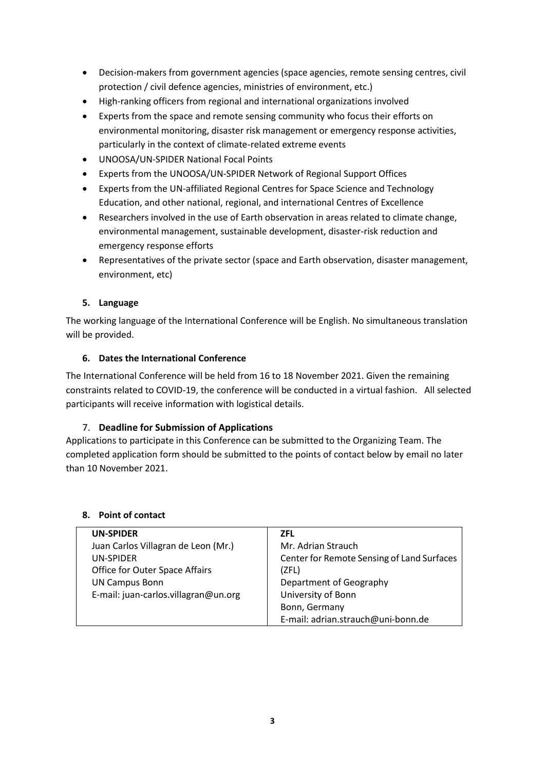- Decision-makers from government agencies (space agencies, remote sensing centres, civil protection / civil defence agencies, ministries of environment, etc.)
- High-ranking officers from regional and international organizations involved
- Experts from the space and remote sensing community who focus their efforts on environmental monitoring, disaster risk management or emergency response activities, particularly in the context of climate-related extreme events
- UNOOSA/UN-SPIDER National Focal Points
- Experts from the UNOOSA/UN-SPIDER Network of Regional Support Offices
- Experts from the UN-affiliated Regional Centres for Space Science and Technology Education, and other national, regional, and international Centres of Excellence
- Researchers involved in the use of Earth observation in areas related to climate change, environmental management, sustainable development, disaster-risk reduction and emergency response efforts
- Representatives of the private sector (space and Earth observation, disaster management, environment, etc)

**5. Language**

The working language of the International Conference will be English. No simultaneous translation will be provided.

**6. Dates the International Conference**

The International Conference will be held from 16 to 18 November 2021. Given the remaining constraints related to COVID-19, the conference will be conducted in a virtual fashion. All selected participants will receive information with logistical details.

**7. Deadline for Submission of Applications**

Applications to participate in this Conference can be submitted to the Organizing Team. The completed application form should be submitted to the points of contact below by email no later than 10 November 2021.

**8. Point of contact**

| **UN-SPIDER** | **ZFL** |
|---|---|
| Juan Carlos Villagran de Leon (Mr.)<br>UN-SPIDER<br>Office for Outer Space Affairs<br>UN Campus Bonn<br>E-mail: juan-carlos.villagran@un.org | Mr. Adrian Strauch<br>Center for Remote Sensing of Land Surfaces (ZFL)<br>Department of Geography<br>University of Bonn<br>Bonn, Germany<br>E-mail: adrian.strauch@uni-bonn.de |